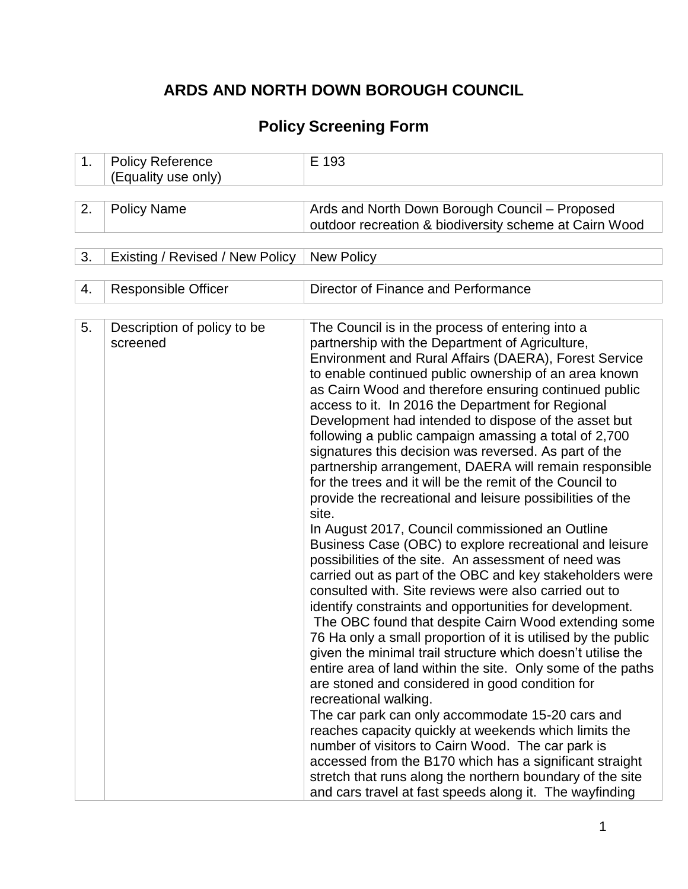# ARDS AND NORTH DOWN BOROUGH COUNCIL

## Policy Screening Form

| | | |
|---|---|---|
| 1. | Policy Reference (Equality use only) | E 193 |
| 2. | Policy Name | Ards and North Down Borough Council – Proposed outdoor recreation & biodiversity scheme at Cairn Wood |
| 3. | Existing / Revised / New Policy | New Policy |
| 4. | Responsible Officer | Director of Finance and Performance |
| 5. | Description of policy to be screened | The Council is in the process of entering into a partnership with the Department of Agriculture, Environment and Rural Affairs (DAERA), Forest Service to enable continued public ownership of an area known as Cairn Wood and therefore ensuring continued public access to it. In 2016 the Department for Regional Development had intended to dispose of the asset but following a public campaign amassing a total of 2,700 signatures this decision was reversed. As part of the partnership arrangement, DAERA will remain responsible for the trees and it will be the remit of the Council to provide the recreational and leisure possibilities of the site.<br>In August 2017, Council commissioned an Outline Business Case (OBC) to explore recreational and leisure possibilities of the site. An assessment of need was carried out as part of the OBC and key stakeholders were consulted with. Site reviews were also carried out to identify constraints and opportunities for development. The OBC found that despite Cairn Wood extending some 76 Ha only a small proportion of it is utilised by the public given the minimal trail structure which doesn't utilise the entire area of land within the site. Only some of the paths are stoned and considered in good condition for recreational walking.<br>The car park can only accommodate 15-20 cars and reaches capacity quickly at weekends which limits the number of visitors to Cairn Wood. The car park is accessed from the B170 which has a significant straight stretch that runs along the northern boundary of the site and cars travel at fast speeds along it. The wayfinding |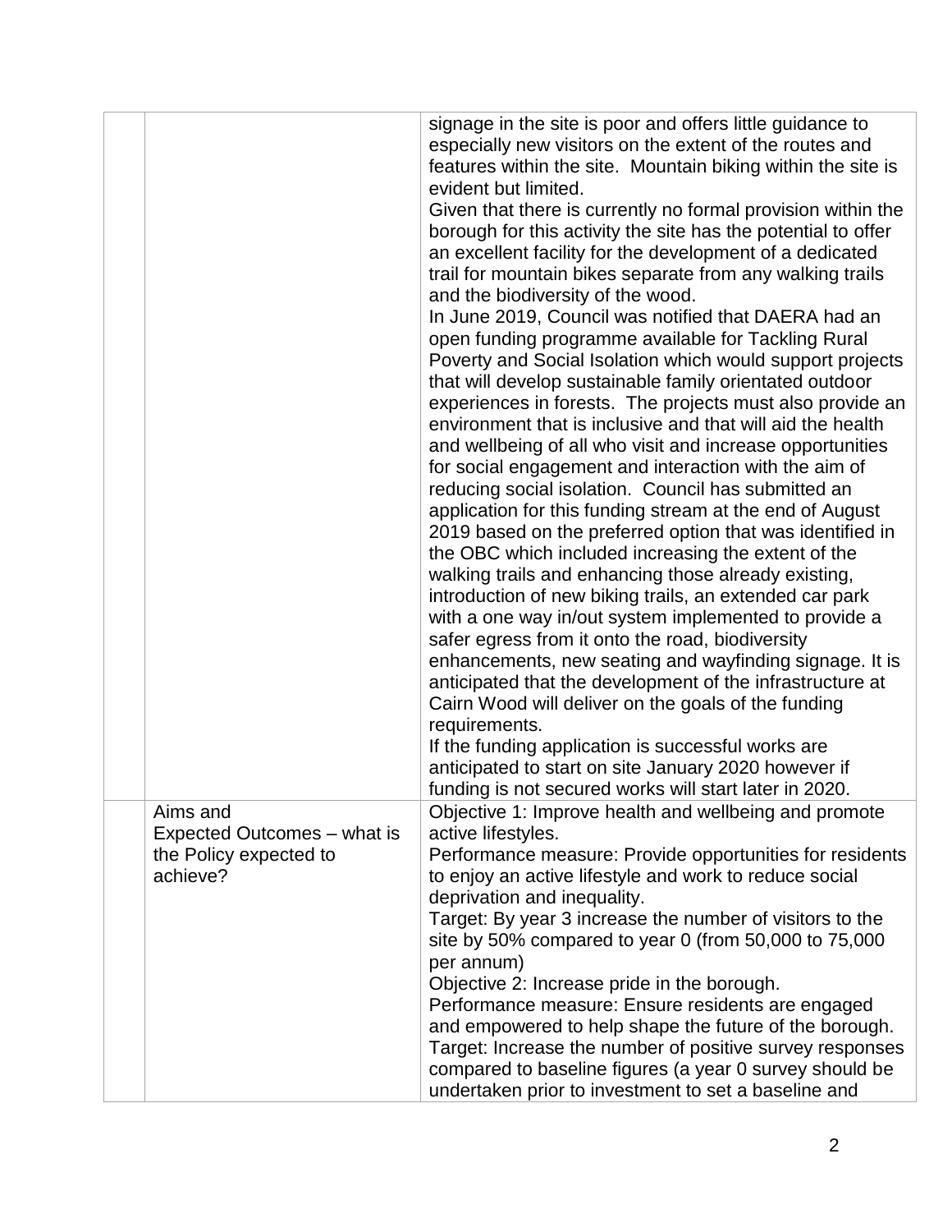| | | |
|---|---|---|
| | | signage in the site is poor and offers little guidance to especially new visitors on the extent of the routes and features within the site. Mountain biking within the site is evident but limited.<br>Given that there is currently no formal provision within the borough for this activity the site has the potential to offer an excellent facility for the development of a dedicated trail for mountain bikes separate from any walking trails and the biodiversity of the wood.<br>In June 2019, Council was notified that DAERA had an open funding programme available for Tackling Rural Poverty and Social Isolation which would support projects that will develop sustainable family orientated outdoor experiences in forests. The projects must also provide an environment that is inclusive and that will aid the health and wellbeing of all who visit and increase opportunities for social engagement and interaction with the aim of reducing social isolation. Council has submitted an application for this funding stream at the end of August 2019 based on the preferred option that was identified in the OBC which included increasing the extent of the walking trails and enhancing those already existing, introduction of new biking trails, an extended car park with a one way in/out system implemented to provide a safer egress from it onto the road, biodiversity enhancements, new seating and wayfinding signage. It is anticipated that the development of the infrastructure at Cairn Wood will deliver on the goals of the funding requirements.<br>If the funding application is successful works are anticipated to start on site January 2020 however if funding is not secured works will start later in 2020. |
| | Aims and Expected Outcomes – what is the Policy expected to achieve? | Objective 1: Improve health and wellbeing and promote active lifestyles.<br>Performance measure: Provide opportunities for residents to enjoy an active lifestyle and work to reduce social deprivation and inequality.<br>Target: By year 3 increase the number of visitors to the site by 50% compared to year 0 (from 50,000 to 75,000 per annum)<br>Objective 2: Increase pride in the borough.<br>Performance measure: Ensure residents are engaged and empowered to help shape the future of the borough.<br>Target: Increase the number of positive survey responses compared to baseline figures (a year 0 survey should be undertaken prior to investment to set a baseline and |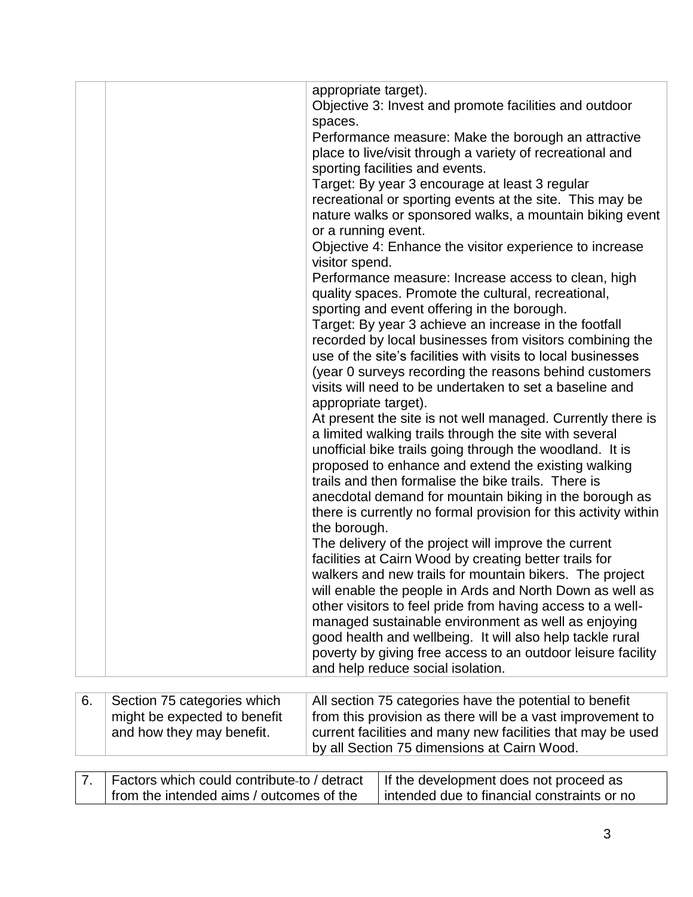| | | |
|---|---|---|
| | | appropriate target).<br>Objective 3: Invest and promote facilities and outdoor spaces.<br>Performance measure: Make the borough an attractive place to live/visit through a variety of recreational and sporting facilities and events.<br>Target: By year 3 encourage at least 3 regular recreational or sporting events at the site. This may be nature walks or sponsored walks, a mountain biking event or a running event.<br>Objective 4: Enhance the visitor experience to increase visitor spend.<br>Performance measure: Increase access to clean, high quality spaces. Promote the cultural, recreational, sporting and event offering in the borough.<br>Target: By year 3 achieve an increase in the footfall recorded by local businesses from visitors combining the use of the site's facilities with visits to local businesses (year 0 surveys recording the reasons behind customers visits will need to be undertaken to set a baseline and appropriate target).<br>At present the site is not well managed. Currently there is a limited walking trails through the site with several unofficial bike trails going through the woodland. It is proposed to enhance and extend the existing walking trails and then formalise the bike trails. There is anecdotal demand for mountain biking in the borough as there is currently no formal provision for this activity within the borough.<br>The delivery of the project will improve the current facilities at Cairn Wood by creating better trails for walkers and new trails for mountain bikers. The project will enable the people in Ards and North Down as well as other visitors to feel pride from having access to a well-managed sustainable environment as well as enjoying good health and wellbeing. It will also help tackle rural poverty by giving free access to an outdoor leisure facility and help reduce social isolation. |

| | | |
|---|---|---|
| 6. | Section 75 categories which might be expected to benefit and how they may benefit. | All section 75 categories have the potential to benefit from this provision as there will be a vast improvement to current facilities and many new facilities that may be used by all Section 75 dimensions at Cairn Wood. |

| | | |
|---|---|---|
| 7. | Factors which could contribute to / detract from the intended aims / outcomes of the | If the development does not proceed as intended due to financial constraints or no |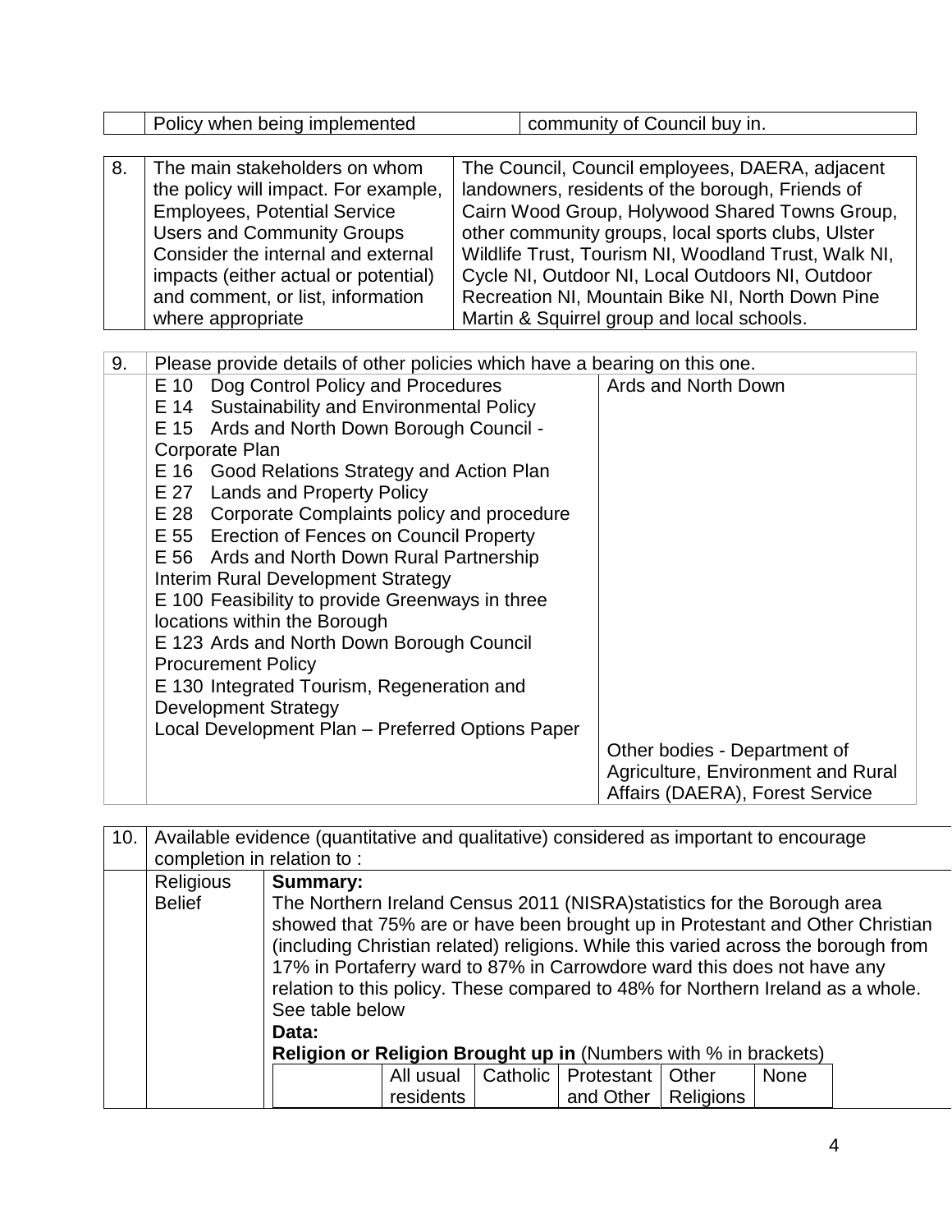|  | Policy when being implemented | community of Council buy in. |
|---|---|---|

| 8. | The main stakeholders on whom the policy will impact. For example, Employees, Potential Service Users and Community Groups Consider the internal and external impacts (either actual or potential) and comment, or list, information where appropriate | The Council, Council employees, DAERA, adjacent landowners, residents of the borough, Friends of Cairn Wood Group, Holywood Shared Towns Group, other community groups, local sports clubs, Ulster Wildlife Trust, Tourism NI, Woodland Trust, Walk NI, Cycle NI, Outdoor NI, Local Outdoors NI, Outdoor Recreation NI, Mountain Bike NI, North Down Pine Martin & Squirrel group and local schools. |
|---|---|---|

| 9. | Please provide details of other policies which have a bearing on this one. | |
|---|---|---|
|  | E 10 Dog Control Policy and Procedures<br>E 14 Sustainability and Environmental Policy<br>E 15 Ards and North Down Borough Council - Corporate Plan<br>E 16 Good Relations Strategy and Action Plan<br>E 27 Lands and Property Policy<br>E 28 Corporate Complaints policy and procedure<br>E 55 Erection of Fences on Council Property<br>E 56 Ards and North Down Rural Partnership Interim Rural Development Strategy<br>E 100 Feasibility to provide Greenways in three locations within the Borough<br>E 123 Ards and North Down Borough Council Procurement Policy<br>E 130 Integrated Tourism, Regeneration and Development Strategy<br>Local Development Plan – Preferred Options Paper | Ards and North Down<br><br>Other bodies - Department of Agriculture, Environment and Rural Affairs (DAERA), Forest Service |

| 10. | Available evidence (quantitative and qualitative) considered as important to encourage completion in relation to : | |
|---|---|---|
|  | Religious Belief | **Summary:**<br>The Northern Ireland Census 2011 (NISRA)statistics for the Borough area showed that 75% are or have been brought up in Protestant and Other Christian (including Christian related) religions. While this varied across the borough from 17% in Portaferry ward to 87% in Carrowdore ward this does not have any relation to this policy. These compared to 48% for Northern Ireland as a whole. See table below<br>**Data:**<br>**Religion or Religion Brought up in** (Numbers with % in brackets) |

|  | All usual residents | Catholic | Protestant and Other | Other Religions | None |
|---|---|---|---|---|---|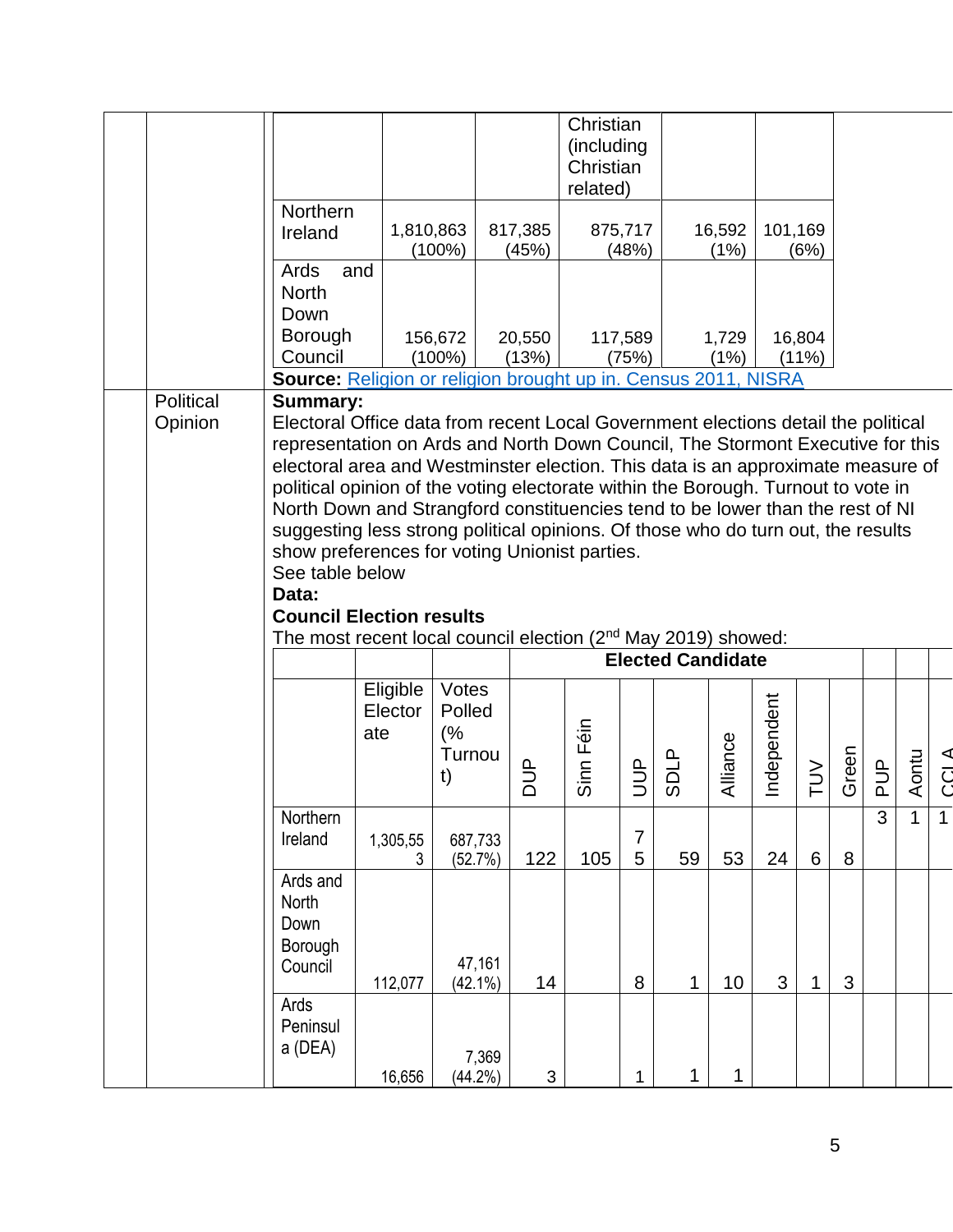| | | | Christian (including Christian related) | | |
|---|---|---|---|---|---|
| Northern Ireland | 1,810,863 (100%) | 817,385 (45%) | 875,717 (48%) | 16,592 (1%) | 101,169 (6%) |
| Ards and North Down Borough Council | 156,672 (100%) | 20,550 (13%) | 117,589 (75%) | 1,729 (1%) | 16,804 (11%) |

**Source:** Religion or religion brought up in. Census 2011, NISRA

Political Opinion

**Summary:**
Electoral Office data from recent Local Government elections detail the political representation on Ards and North Down Council, The Stormont Executive for this electoral area and Westminster election. This data is an approximate measure of political opinion of the voting electorate within the Borough. Turnout to vote in North Down and Strangford constituencies tend to be lower than the rest of NI suggesting less strong political opinions. Of those who do turn out, the results show preferences for voting Unionist parties.
See table below

**Data:**

**Council Election results**

The most recent local council election (2nd May 2019) showed:

| | | | Elected Candidate | | | | | | | | | | | |
|---|---|---|---|---|---|---|---|---|---|---|---|---|---|---|
| | Eligible Electorate | Votes Polled (% Turnout) | DUP | Sinn Féin | UUP | SDLP | Alliance | Independent | TUV | Green | PUP | Aontu | CCLA |
| Northern Ireland | 1,305,553 | 687,733 (52.7%) | 122 | 105 | 75 | 59 | 53 | 24 | 6 | 8 | 3 | 1 | 1 |
| Ards and North Down Borough Council | 112,077 | 47,161 (42.1%) | 14 | | 8 | 1 | 10 | 3 | 1 | 3 | | | |
| Ards Peninsula (DEA) | 16,656 | 7,369 (44.2%) | 3 | | 1 | 1 | 1 | | | | | | |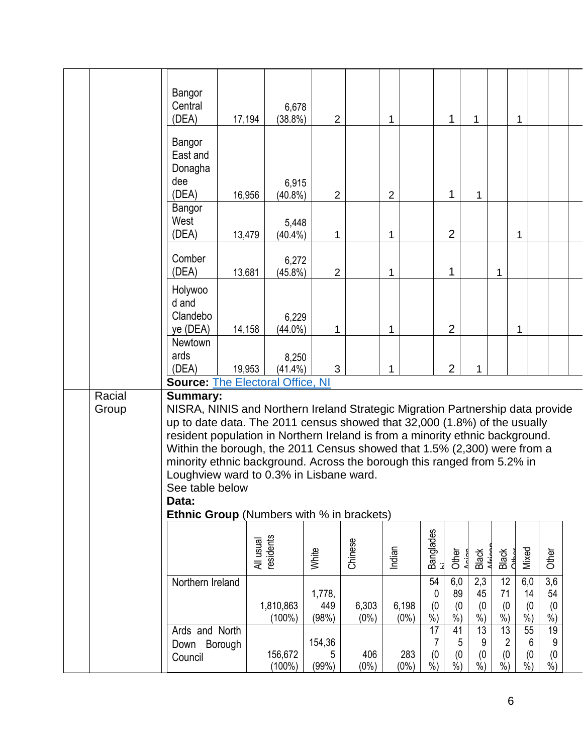| | | | | | | | | | | | | | |
|---|---|---|---|---|---|---|---|---|---|---|---|---|---|
| Bangor Central (DEA) | 17,194 | 6,678 (38.8%) | 2 | | 1 | | 1 | 1 | | 1 | | | |
| Bangor East and Donaghadee (DEA) | 16,956 | 6,915 (40.8%) | 2 | | 2 | | 1 | 1 | | | | | |
| Bangor West (DEA) | 13,479 | 5,448 (40.4%) | 1 | | 1 | | 2 | | | 1 | | | |
| Comber (DEA) | 13,681 | 6,272 (45.8%) | 2 | | 1 | | 1 | | 1 | | | | |
| Holywood and Clandeboye (DEA) | 14,158 | 6,229 (44.0%) | 1 | | 1 | | 2 | | | 1 | | | |
| Newtownards (DEA) | 19,953 | 8,250 (41.4%) | 3 | | 1 | | 2 | 1 | | | | | |

**Source:** The Electoral Office, NI

**Racial Group**

**Summary:**
NISRA, NINIS and Northern Ireland Strategic Migration Partnership data provide up to date data. The 2011 census showed that 32,000 (1.8%) of the usually resident population in Northern Ireland is from a minority ethnic background. Within the borough, the 2011 Census showed that 1.5% (2,300) were from a minority ethnic background. Across the borough this ranged from 5.2% in Loughview ward to 0.3% in Lisbane ward.
See table below

**Data:**

**Ethnic Group** (Numbers with % in brackets)

| | All usual residents | White | Chinese | Indian | Bangladeshi | Other Asian | Black African | Black Other | Mixed | Other |
|---|---|---|---|---|---|---|---|---|---|---|
| Northern Ireland | 1,810,863 (100%) | 1,778,449 (98%) | 6,303 (0%) | 6,198 (0%) | 540 (0%) | 6,089 (0%) | 2,345 (0%) | 1271 (0%) | 6,014 (0%) | 3,654 (0%) |
| Ards and North Down Borough Council | 156,672 (100%) | 154,365 (99%) | 406 (0%) | 283 (0%) | 177 (0%) | 415 (0%) | 139 (0%) | 132 (0%) | 556 (0%) | 199 (0%) |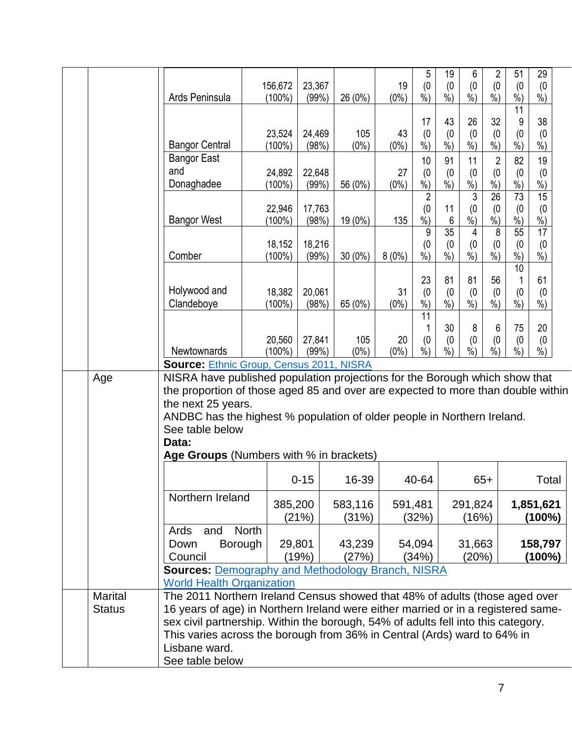| | | | | | | | | | | |
|---|---|---|---|---|---|---|---|---|---|---|
| Ards Peninsula | 156,672 (100%) | 23,367 (99%) | 26 (0%) | 19 (0%) | 5 (0%) | 19 (0%) | 6 (0%) | 2 (0%) | 51 (0%) | 29 (0%) |
| Bangor Central | 23,524 (100%) | 24,469 (98%) | 105 (0%) | 43 (0%) | 17 (0%) | 43 (0%) | 26 (0%) | 32 (0%) | 119 (0%) | 38 (0%) |
| Bangor East and Donaghadee | 24,892 (100%) | 22,648 (99%) | 56 (0%) | 27 (0%) | 10 (0%) | 91 (0%) | 11 (0%) | 2 (0%) | 82 (0%) | 19 (0%) |
| Bangor West | 22,946 (100%) | 17,763 (98%) | 19 (0%) | 135 | 2 (0%) | 116 | 3 (0%) | 26 (0%) | 73 (0%) | 15 (0%) |
| Comber | 18,152 (100%) | 18,216 (99%) | 30 (0%) | 8 (0%) | 9 (0%) | 35 (0%) | 4 (0%) | 8 (0%) | 55 (0%) | 17 (0%) |
| Holywood and Clandeboye | 18,382 (100%) | 20,061 (98%) | 65 (0%) | 31 (0%) | 23 (0%) | 81 (0%) | 81 (0%) | 56 (0%) | 101 (0%) | 61 (0%) |
| Newtownards | 20,560 (100%) | 27,841 (99%) | 105 (0%) | 20 (0%) | 111 (0%) | 30 (0%) | 8 (0%) | 6 (0%) | 75 (0%) | 20 (0%) |

**Source:** [Ethnic Group, Census 2011, NISRA]

**Age**

NISRA have published population projections for the Borough which show that the proportion of those aged 85 and over are expected to more than double within the next 25 years.

ANDBC has the highest % population of older people in Northern Ireland.

See table below

**Data:**

**Age Groups** (Numbers with % in brackets)

| | 0-15 | 16-39 | 40-64 | 65+ | Total |
|---|---|---|---|---|---|
| Northern Ireland | 385,200 (21%) | 583,116 (31%) | 591,481 (32%) | 291,824 (16%) | **1,851,621 (100%)** |
| Ards and North Down Borough Council | 29,801 (19%) | 43,239 (27%) | 54,094 (34%) | 31,663 (20%) | **158,797 (100%)** |

**Sources:** [Demography and Methodology Branch, NISRA]
[World Health Organization]

**Marital Status**

The 2011 Northern Ireland Census showed that 48% of adults (those aged over 16 years of age) in Northern Ireland were either married or in a registered same-sex civil partnership. Within the borough, 54% of adults fell into this category. This varies across the borough from 36% in Central (Ards) ward to 64% in Lisbane ward.

See table below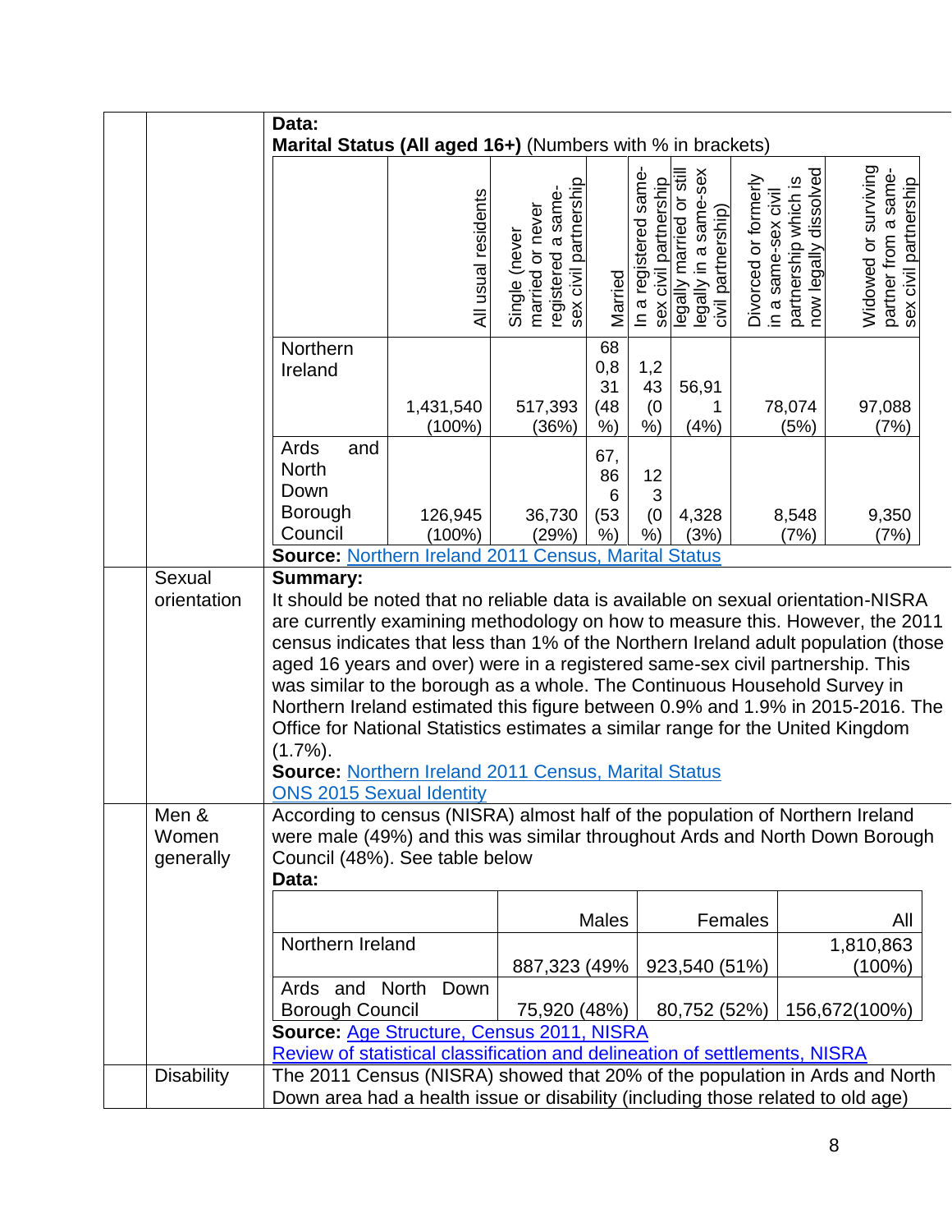| | | Data: **Marital Status (All aged 16+)** (Numbers with % in brackets) |
|---|---|---|

**Data:**
**Marital Status (All aged 16+)** (Numbers with % in brackets)

| | All usual residents | Single (never married or never registered a same-sex civil partnership | Married | In a registered same-sex civil partnership | legally married or still legally in a same-sex civil partnership) | Divorced or formerly in a same-sex civil partnership which is now legally dissolved | Widowed or surviving partner from a same-sex civil partnership |
|---|---|---|---|---|---|---|---|
| Northern Ireland | 1,431,540 (100%) | 517,393 (36%) | 680,831 (48%) | 1,243 (0%) | 56,911 (4%) | 78,074 (5%) | 97,088 (7%) |
| Ards and North Down Borough Council | 126,945 (100%) | 36,730 (29%) | 67,866 (53%) | 123 (0%) | 4,328 (3%) | 8,548 (7%) | 9,350 (7%) |

**Source:** Northern Ireland 2011 Census, Marital Status

## Sexual orientation

**Summary:**
It should be noted that no reliable data is available on sexual orientation-NISRA are currently examining methodology on how to measure this. However, the 2011 census indicates that less than 1% of the Northern Ireland adult population (those aged 16 years and over) were in a registered same-sex civil partnership. This was similar to the borough as a whole. The Continuous Household Survey in Northern Ireland estimated this figure between 0.9% and 1.9% in 2015-2016. The Office for National Statistics estimates a similar range for the United Kingdom (1.7%).
**Source:** Northern Ireland 2011 Census, Marital Status
ONS 2015 Sexual Identity

## Men & Women generally

According to census (NISRA) almost half of the population of Northern Ireland were male (49%) and this was similar throughout Ards and North Down Borough Council (48%). See table below
**Data:**

| | Males | Females | All |
|---|---|---|---|
| Northern Ireland | 887,323 (49% | 923,540 (51%) | 1,810,863 (100%) |
| Ards and North Down Borough Council | 75,920 (48%) | 80,752 (52%) | 156,672(100%) |

**Source:** Age Structure, Census 2011, NISRA
Review of statistical classification and delineation of settlements, NISRA

## Disability

The 2011 Census (NISRA) showed that 20% of the population in Ards and North Down area had a health issue or disability (including those related to old age)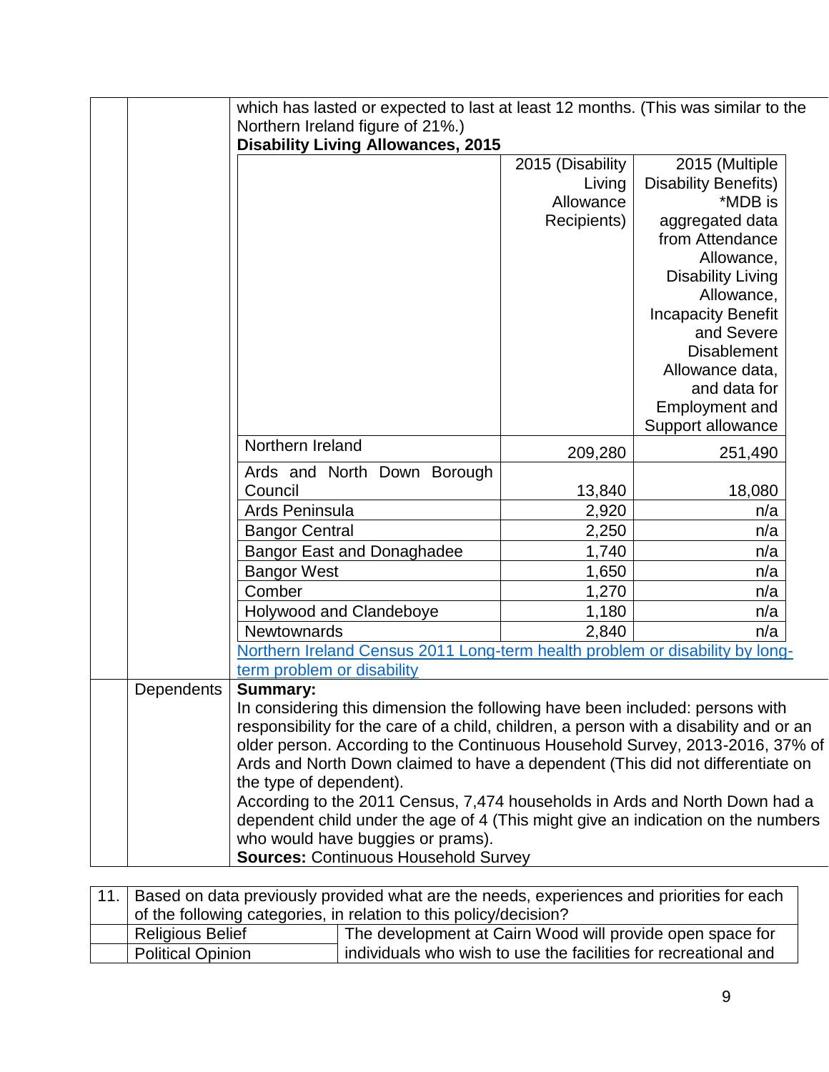which has lasted or expected to last at least 12 months. (This was similar to the Northern Ireland figure of 21%.)

**Disability Living Allowances, 2015**

| | 2015 (Disability Living Allowance Recipients) | 2015 (Multiple Disability Benefits) *MDB is aggregated data from Attendance Allowance, Disability Living Allowance, Incapacity Benefit and Severe Disablement Allowance data, and data for Employment and Support allowance |
|---|---|---|
| Northern Ireland | 209,280 | 251,490 |
| Ards and North Down Borough Council | 13,840 | 18,080 |
| Ards Peninsula | 2,920 | n/a |
| Bangor Central | 2,250 | n/a |
| Bangor East and Donaghadee | 1,740 | n/a |
| Bangor West | 1,650 | n/a |
| Comber | 1,270 | n/a |
| Holywood and Clandeboye | 1,180 | n/a |
| Newtownards | 2,840 | n/a |

Northern Ireland Census 2011 Long-term health problem or disability by long-term problem or disability

**Dependents**

**Summary:**

In considering this dimension the following have been included: persons with responsibility for the care of a child, children, a person with a disability and or an older person. According to the Continuous Household Survey, 2013-2016, 37% of Ards and North Down claimed to have a dependent (This did not differentiate on the type of dependent).

According to the 2011 Census, 7,474 households in Ards and North Down had a dependent child under the age of 4 (This might give an indication on the numbers who would have buggies or prams).

**Sources:** Continuous Household Survey

| 11. | Based on data previously provided what are the needs, experiences and priorities for each of the following categories, in relation to this policy/decision? | |
|---|---|---|
| | Religious Belief | The development at Cairn Wood will provide open space for individuals who wish to use the facilities for recreational and |
| | Political Opinion | |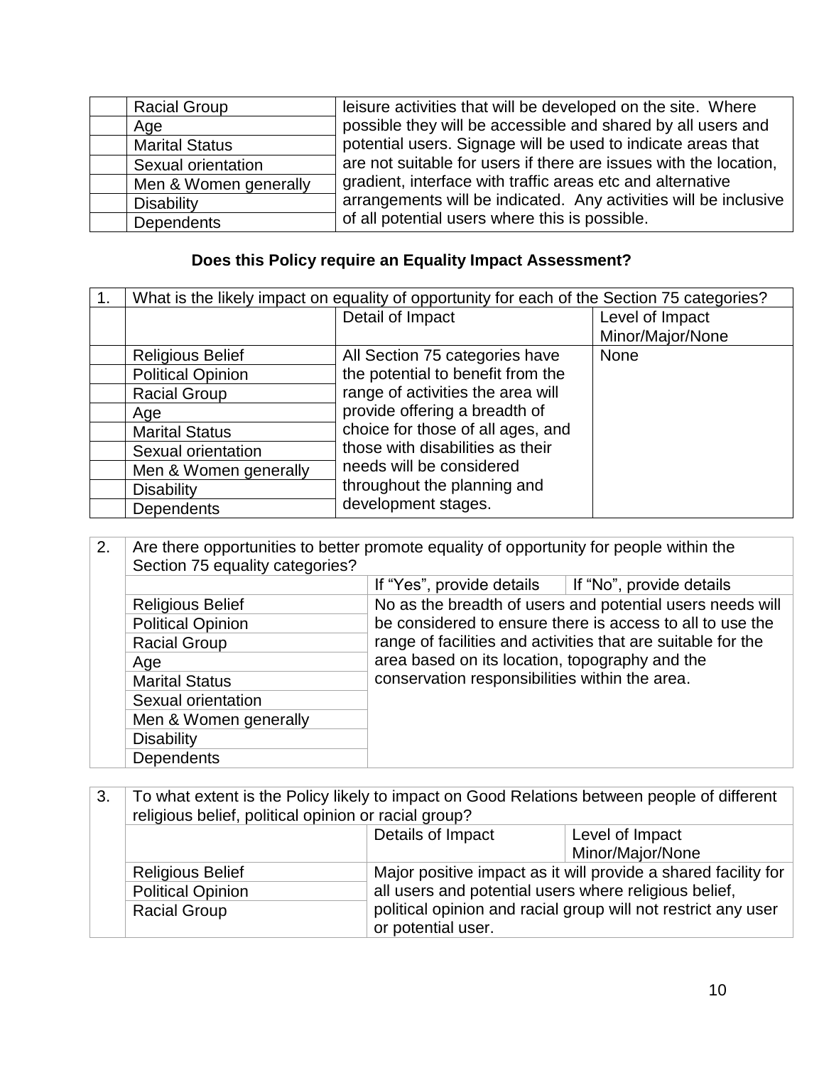| | | |
|---|---|---|
| | Racial Group | leisure activities that will be developed on the site. Where possible they will be accessible and shared by all users and potential users. Signage will be used to indicate areas that are not suitable for users if there are issues with the location, gradient, interface with traffic areas etc and alternative arrangements will be indicated. Any activities will be inclusive of all potential users where this is possible. |
| | Age | |
| | Marital Status | |
| | Sexual orientation | |
| | Men & Women generally | |
| | Disability | |
| | Dependents | |

**Does this Policy require an Equality Impact Assessment?**

| 1. | What is the likely impact on equality of opportunity for each of the Section 75 categories? | | |
|---|---|---|---|
| | | Detail of Impact | Level of Impact Minor/Major/None |
| | Religious Belief | All Section 75 categories have the potential to benefit from the range of activities the area will provide offering a breadth of choice for those of all ages, and those with disabilities as their needs will be considered throughout the planning and development stages. | None |
| | Political Opinion | | |
| | Racial Group | | |
| | Age | | |
| | Marital Status | | |
| | Sexual orientation | | |
| | Men & Women generally | | |
| | Disability | | |
| | Dependents | | |

| 2. | Are there opportunities to better promote equality of opportunity for people within the Section 75 equality categories? | | |
|---|---|---|---|
| | | If "Yes", provide details | If "No", provide details |
| | Religious Belief | No as the breadth of users and potential users needs will be considered to ensure there is access to all to use the range of facilities and activities that are suitable for the area based on its location, topography and the conservation responsibilities within the area. | |
| | Political Opinion | | |
| | Racial Group | | |
| | Age | | |
| | Marital Status | | |
| | Sexual orientation | | |
| | Men & Women generally | | |
| | Disability | | |
| | Dependents | | |

| 3. | To what extent is the Policy likely to impact on Good Relations between people of different religious belief, political opinion or racial group? | | |
|---|---|---|---|
| | | Details of Impact | Level of Impact Minor/Major/None |
| | Religious Belief | Major positive impact as it will provide a shared facility for all users and potential users where religious belief, political opinion and racial group will not restrict any user or potential user. | |
| | Political Opinion | | |
| | Racial Group | | |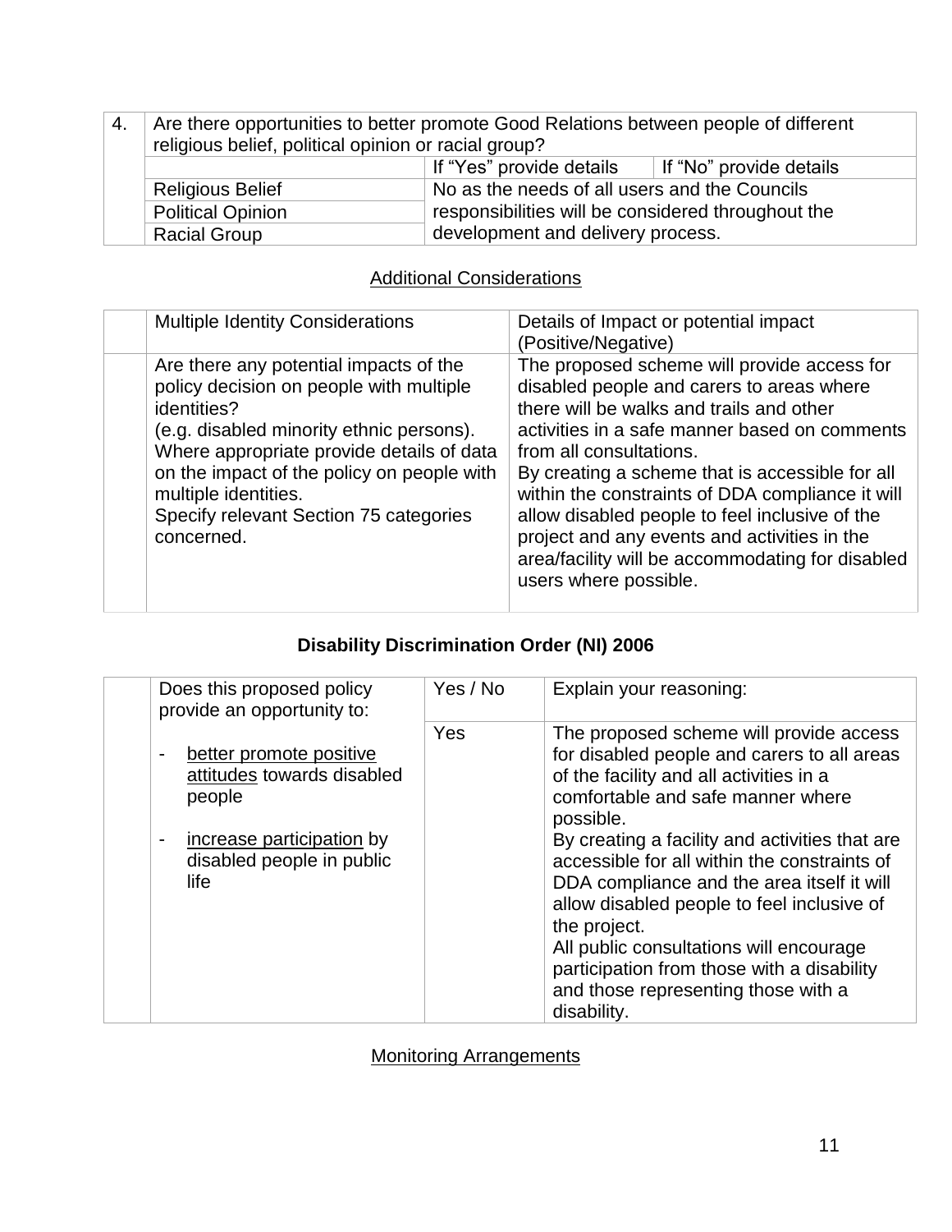| 4. | Are there opportunities to better promote Good Relations between people of different religious belief, political opinion or racial group? | | |
|---|---|---|---|
| | | If "Yes" provide details | If "No" provide details |
| | Religious Belief | No as the needs of all users and the Councils responsibilities will be considered throughout the development and delivery process. | |
| | Political Opinion | | |
| | Racial Group | | |

## Additional Considerations

| | Multiple Identity Considerations | Details of Impact or potential impact (Positive/Negative) |
|---|---|---|
| | Are there any potential impacts of the policy decision on people with multiple identities?<br>(e.g. disabled minority ethnic persons).<br>Where appropriate provide details of data on the impact of the policy on people with multiple identities.<br>Specify relevant Section 75 categories concerned. | The proposed scheme will provide access for disabled people and carers to areas where there will be walks and trails and other activities in a safe manner based on comments from all consultations.<br>By creating a scheme that is accessible for all within the constraints of DDA compliance it will allow disabled people to feel inclusive of the project and any events and activities in the area/facility will be accommodating for disabled users where possible. |

## Disability Discrimination Order (NI) 2006

| | Does this proposed policy provide an opportunity to: | Yes / No | Explain your reasoning: |
|---|---|---|---|
| | - better promote positive attitudes towards disabled people<br><br>- increase participation by disabled people in public life | Yes | The proposed scheme will provide access for disabled people and carers to all areas of the facility and all activities in a comfortable and safe manner where possible.<br>By creating a facility and activities that are accessible for all within the constraints of DDA compliance and the area itself it will allow disabled people to feel inclusive of the project.<br>All public consultations will encourage participation from those with a disability and those representing those with a disability. |

## Monitoring Arrangements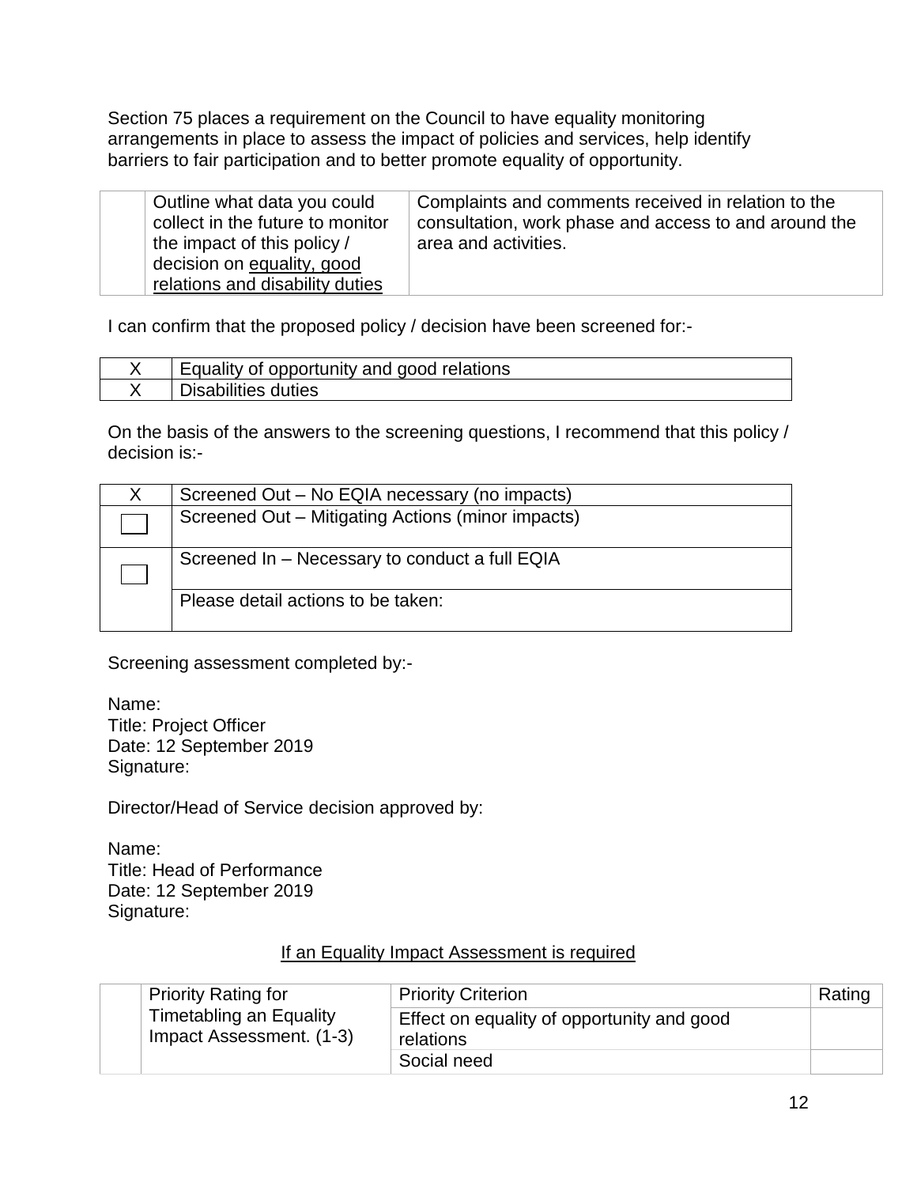Section 75 places a requirement on the Council to have equality monitoring arrangements in place to assess the impact of policies and services, help identify barriers to fair participation and to better promote equality of opportunity.

| | | |
|---|---|---|
| | Outline what data you could collect in the future to monitor the impact of this policy / decision on equality, good relations and disability duties | Complaints and comments received in relation to the consultation, work phase and access to and around the area and activities. |

I can confirm that the proposed policy / decision have been screened for:-

| | |
|---|---|
| X | Equality of opportunity and good relations |
| X | Disabilities duties |

On the basis of the answers to the screening questions, I recommend that this policy / decision is:-

| | |
|---|---|
| X | Screened Out – No EQIA necessary (no impacts) |
| ☐ | Screened Out – Mitigating Actions (minor impacts) |
| ☐ | Screened In – Necessary to conduct a full EQIA |
| | Please detail actions to be taken: |

Screening assessment completed by:-

Name:
Title: Project Officer
Date: 12 September 2019
Signature:

Director/Head of Service decision approved by:

Name:
Title: Head of Performance
Date: 12 September 2019
Signature:

If an Equality Impact Assessment is required

| | | Priority Criterion | Rating |
|---|---|---|---|
| | Priority Rating for Timetabling an Equality Impact Assessment. (1-3) | Effect on equality of opportunity and good relations | |
| | | Social need | |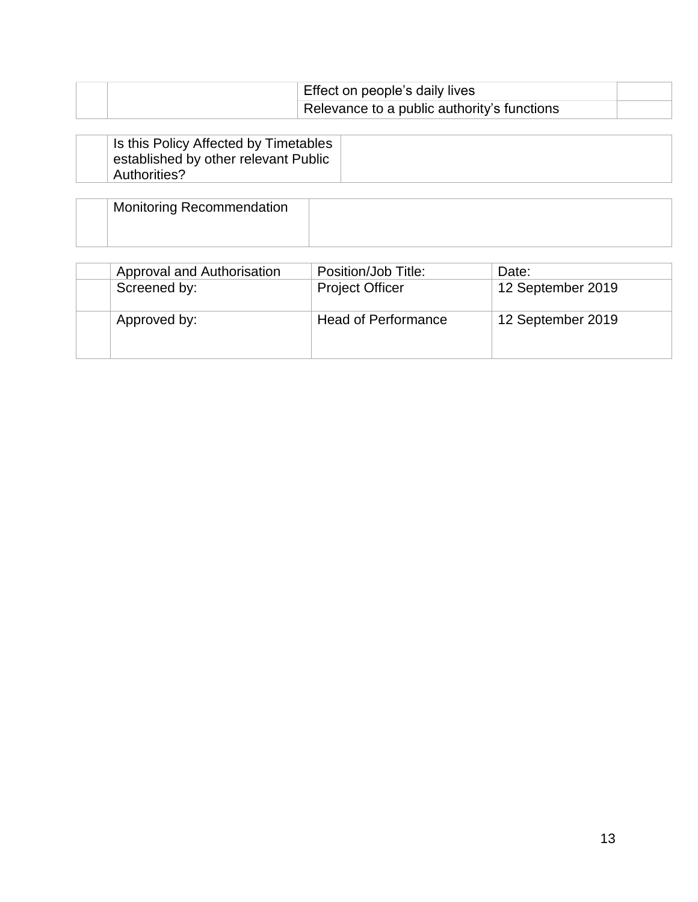| | | | |
|---|---|---|---|
| | | Effect on people's daily lives | |
| | | Relevance to a public authority's functions | |

| | | |
|---|---|---|
| | Is this Policy Affected by Timetables established by other relevant Public Authorities? | |

| | | |
|---|---|---|
| | Monitoring Recommendation | |

| | Approval and Authorisation | Position/Job Title: | Date: |
|---|---|---|---|
| | Screened by: | Project Officer | 12 September 2019 |
| | Approved by: | Head of Performance | 12 September 2019 |